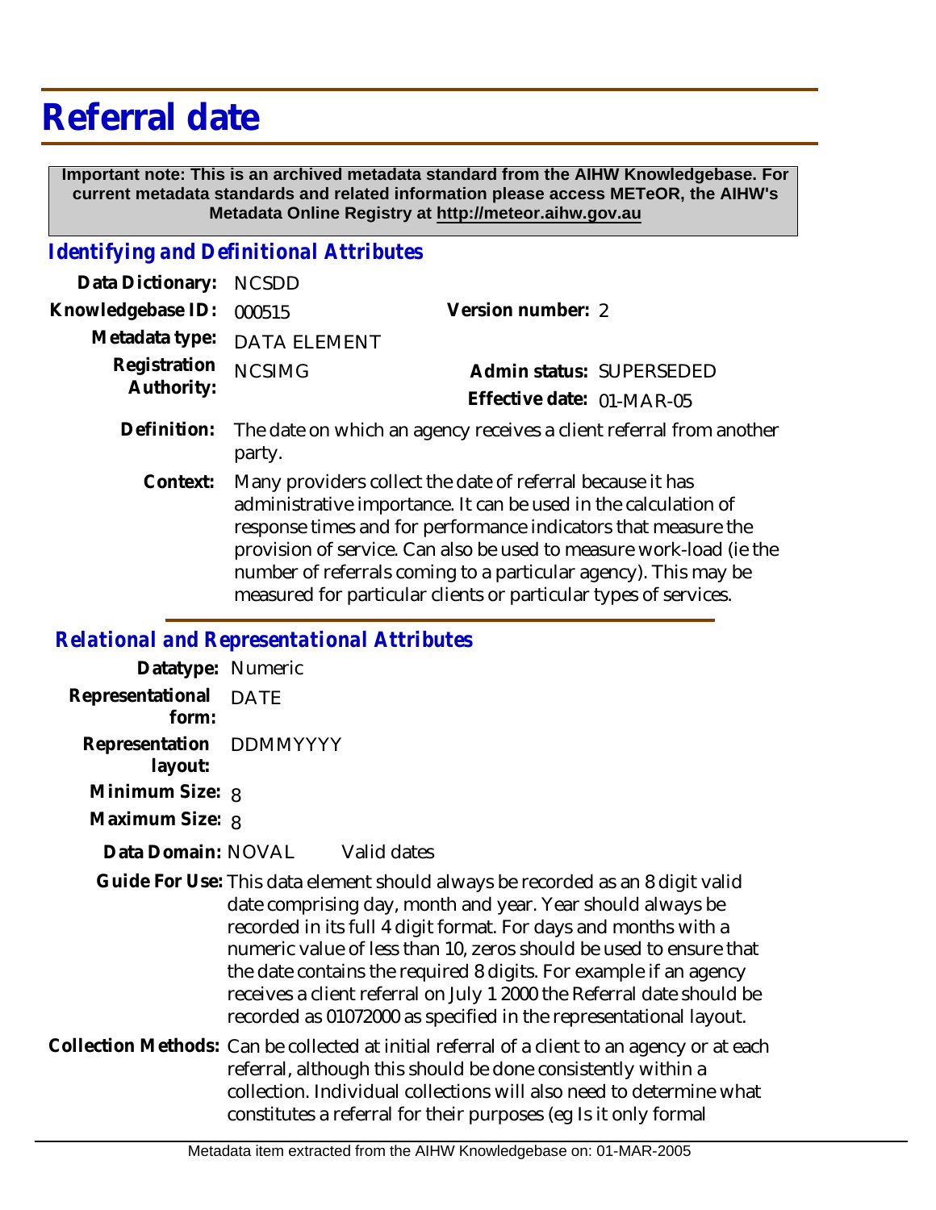# Referral date

**Important note: This is an archived metadata standard from the AIHW Knowledgebase. For current metadata standards and related information please access METeOR, the AIHW's Metadata Online Registry at http://meteor.aihw.gov.au**

## *Identifying and Definitional Attributes*

**Data Dictionary:** NCSDD

**Knowledgebase ID:** 000515

**Version number:** 2

**Metadata type:** DATA ELEMENT

**Registration Authority:** NCSIMG

**Admin status:** SUPERSEDED

**Effective date:** 01-MAR-05

**Definition:** The date on which an agency receives a client referral from another party.

**Context:** Many providers collect the date of referral because it has administrative importance. It can be used in the calculation of response times and for performance indicators that measure the provision of service. Can also be used to measure work-load (ie the number of referrals coming to a particular agency). This may be measured for particular clients or particular types of services.

## *Relational and Representational Attributes*

**Datatype:** Numeric

**Representational form:** DATE

**Representation layout:** DDMMYYYY

**Minimum Size:** 8

**Maximum Size:** 8

**Data Domain:** NOVAL Valid dates

**Guide For Use:** This data element should always be recorded as an 8 digit valid date comprising day, month and year. Year should always be recorded in its full 4 digit format. For days and months with a numeric value of less than 10, zeros should be used to ensure that the date contains the required 8 digits. For example if an agency receives a client referral on July 1 2000 the Referral date should be recorded as 01072000 as specified in the representational layout.

**Collection Methods:** Can be collected at initial referral of a client to an agency or at each referral, although this should be done consistently within a collection. Individual collections will also need to determine what constitutes a referral for their purposes (eg Is it only formal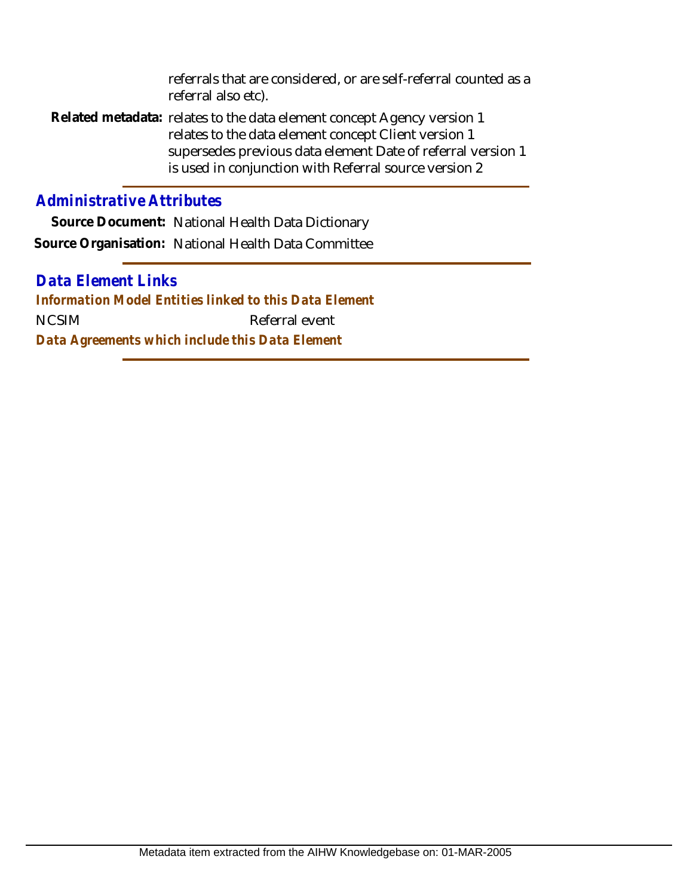referrals that are considered, or are self-referral counted as a referral also etc).

**Related metadata:** relates to the data element concept Agency version 1
relates to the data element concept Client version 1
supersedes previous data element Date of referral version 1
is used in conjunction with Referral source version 2

## Administrative Attributes

**Source Document:** National Health Data Dictionary

**Source Organisation:** National Health Data Committee

## Data Element Links

### *Information Model Entities linked to this Data Element*

NCSIM Referral event

### *Data Agreements which include this Data Element*